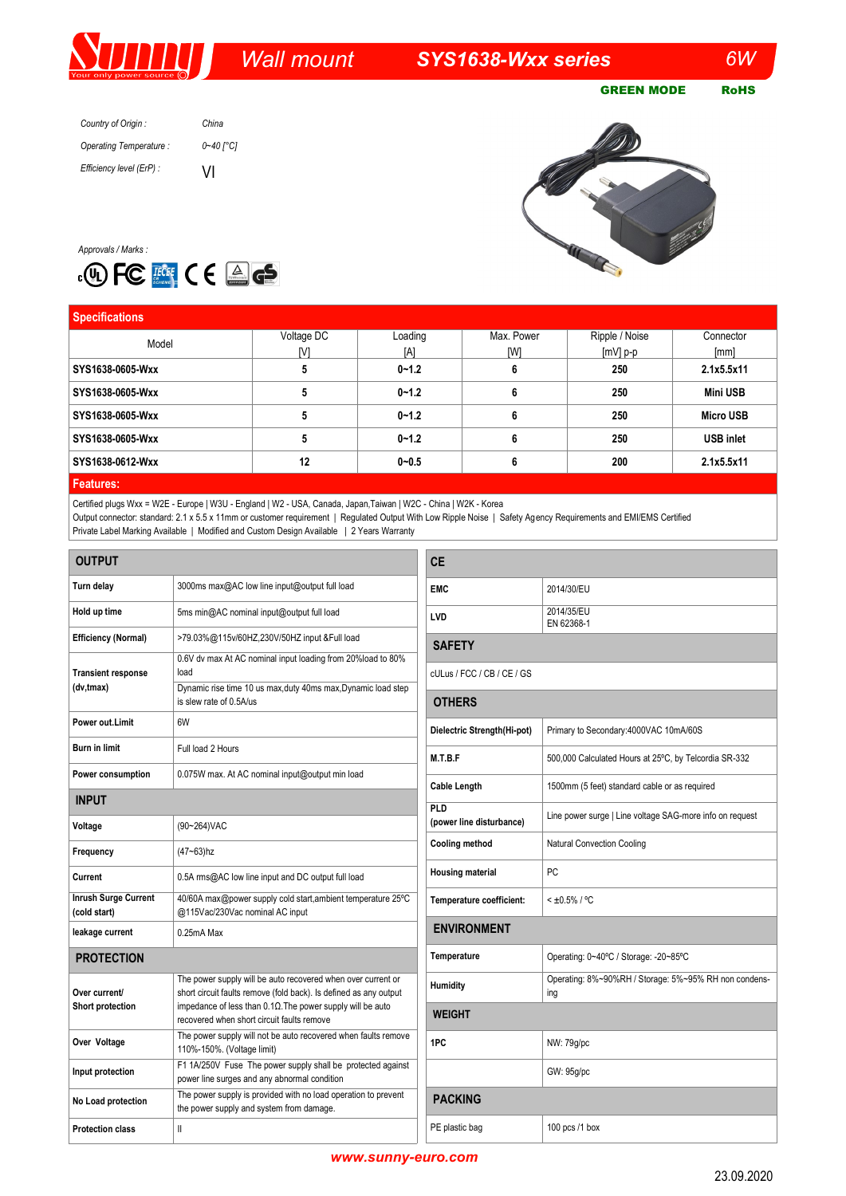# Wall mount SYS1638-Wxx series 6W

**GREEN MODE** **RoHS**

*Country of Origin :* *China*

*Operating Temperature :* *0~40 [°C]*

*Efficiency level (ErP) :* VI

*Approvals / Marks :*

## Specifications

| Model | Voltage DC [V] | Loading [A] | Max. Power [W] | Ripple / Noise [mV] p-p | Connector [mm] |
|---|---|---|---|---|---|
| **SYS1638-0605-Wxx** | **5** | **0~1.2** | **6** | **250** | **2.1x5.5x11** |
| **SYS1638-0605-Wxx** | **5** | **0~1.2** | **6** | **250** | **Mini USB** |
| **SYS1638-0605-Wxx** | **5** | **0~1.2** | **6** | **250** | **Micro USB** |
| **SYS1638-0605-Wxx** | **5** | **0~1.2** | **6** | **250** | **USB inlet** |
| **SYS1638-0612-Wxx** | **12** | **0~0.5** | **6** | **200** | **2.1x5.5x11** |

## Features:

Certified plugs Wxx = W2E - Europe | W3U - England | W2 - USA, Canada, Japan,Taiwan | W2C - China | W2K - Korea
Output connector: standard: 2.1 x 5.5 x 11mm or customer requirement | Regulated Output With Low Ripple Noise | Safety Agency Requirements and EMI/EMS Certified
Private Label Marking Available | Modified and Custom Design Available | 2 Years Warranty

### OUTPUT

| | |
|---|---|
| **Turn delay** | 3000ms max@AC low line input@output full load |
| **Hold up time** | 5ms min@AC nominal input@output full load |
| **Efficiency (Normal)** | >79.03%@115v/60HZ,230V/50HZ input &Full load |
| **Transient response (dv,tmax)** | 0.6V dv max At AC nominal input loading from 20%load to 80% load<br>Dynamic rise time 10 us max,duty 40ms max,Dynamic load step is slew rate of 0.5A/us |
| **Power out.Limit** | 6W |
| **Burn in limit** | Full load 2 Hours |
| **Power consumption** | 0.075W max. At AC nominal input@output min load |

### INPUT

| | |
|---|---|
| **Voltage** | (90~264)VAC |
| **Frequency** | (47~63)hz |
| **Current** | 0.5A rms@AC low line input and DC output full load |
| **Inrush Surge Current (cold start)** | 40/60A max@power supply cold start,ambient temperature 25ºC @115Vac/230Vac nominal AC input |
| **leakage current** | 0.25mA Max |

### PROTECTION

| | |
|---|---|
| **Over current/ Short protection** | The power supply will be auto recovered when over current or short circuit faults remove (fold back). Is defined as any output impedance of less than 0.1Ω.The power supply will be auto recovered when short circuit faults remove |
| **Over Voltage** | The power supply will not be auto recovered when faults remove 110%-150%. (Voltage limit) |
| **Input protection** | F1 1A/250V Fuse The power supply shall be protected against power line surges and any abnormal condition |
| **No Load protection** | The power supply is provided with no load operation to prevent the power supply and system from damage. |
| **Protection class** | II |

### CE

| | |
|---|---|
| **EMC** | 2014/30/EU |
| **LVD** | 2014/35/EU<br>EN 62368-1 |

### SAFETY

cULus / FCC / CB / CE / GS

### OTHERS

| | |
|---|---|
| **Dielectric Strength(Hi-pot)** | Primary to Secondary:4000VAC 10mA/60S |
| **M.T.B.F** | 500,000 Calculated Hours at 25ºC, by Telcordia SR-332 |
| **Cable Length** | 1500mm (5 feet) standard cable or as required |
| **PLD (power line disturbance)** | Line power surge \| Line voltage SAG-more info on request |
| **Cooling method** | Natural Convection Cooling |
| **Housing material** | PC |
| **Temperature coefficient:** | < ±0.5% / ºC |

### ENVIRONMENT

| | |
|---|---|
| **Temperature** | Operating: 0~40ºC / Storage: -20~85ºC |
| **Humidity** | Operating: 8%~90%RH / Storage: 5%~95% RH non condensing |

### WEIGHT

| | |
|---|---|
| **1PC** | NW: 79g/pc |
| | GW: 95g/pc |

### PACKING

| | |
|---|---|
| PE plastic bag | 100 pcs /1 box |

www.sunny-euro.com

23.09.2020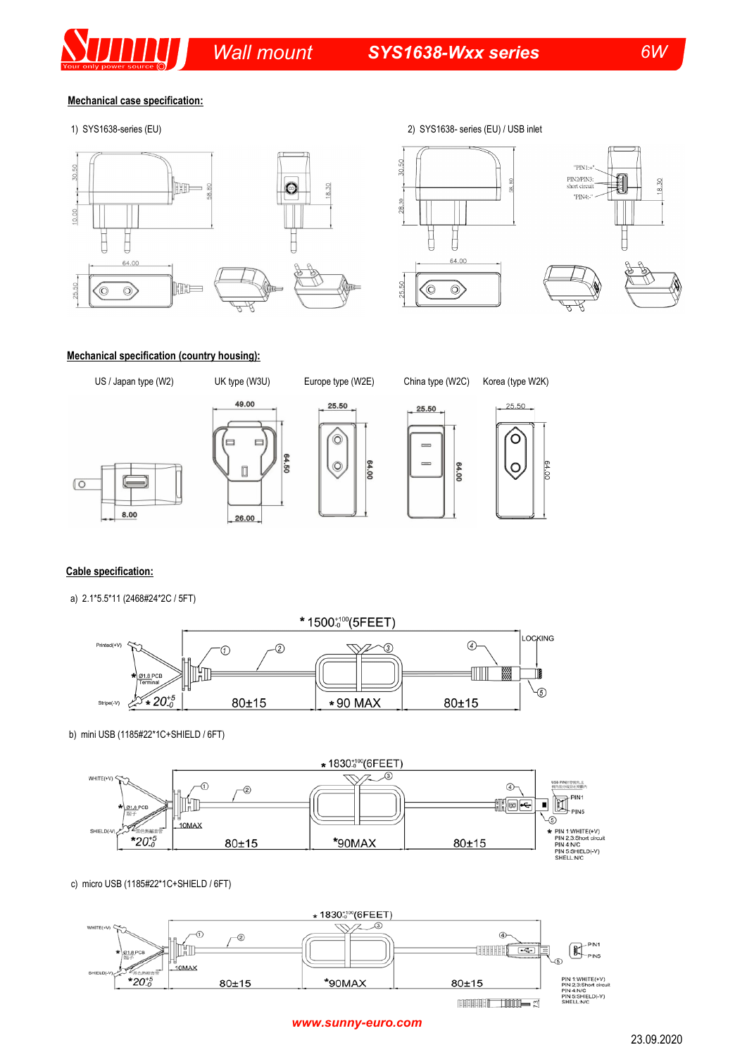## Mechanical case specification:

1) SYS1638-series (EU)

30.50
10.00
58.80
18.30
64.00
25.50

2) SYS1638- series (EU) / USB inlet

30.50
28.30
58.80
18.30
64.00
25.50

"PIN1:+"
PIN2/PIN3: Short circuit
"PIN4:-"

## Mechanical specification (country housing):

US / Japan type (W2) UK type (W3U) Europe type (W2E) China type (W2C) Korea (type W2K)

8.00
49.00
64.50
26.00
25.50
64.00
25.50
64.00
25.50
64.00

## Cable specification:

a) 2.1*5.5*11 (2468#24*2C / 5FT)

$*1500^{+100}_{-0}$(5FEET)

Printed(+V)
*Ø1.8 PCB Terminal
Stripe(-V)
$*20^{+5}_{-0}$
80±15
*90 MAX
80±15
LOCKING

b) mini USB (1185#22*1C+SHIELD / 6FT)

$*1830^{+100}_{-0}$(6FEET)

WHITE(+V)
*Ø1.8 PCB
SHIELD(-V)
$*20^{+5}_{-0}$
10MAX
80±15
*90MAX
80±15
PIN1
PIN5

* PIN 1:WHITE(+V)
PIN 2,3:Short circuit
PIN 4:N/C
PIN 5:SHIELD(-V)
SHELL:N/C

c) micro USB (1185#22*1C+SHIELD / 6FT)

$*1830^{+100}_{-0}$(6FEET)

WHITE(+V)
*Ø1.8 PCB
SHIELD(-V)
$*20^{+5}_{-0}$
10MAX
80±15
*90MAX
80±15
PIN1
PIN5

PIN 1:WHITE(+V)
PIN 2,3:Short circuit
PIN 4:N/C
PIN 5:SHIELD(-V)
SHELL:N/C

www.sunny-euro.com

23.09.2020